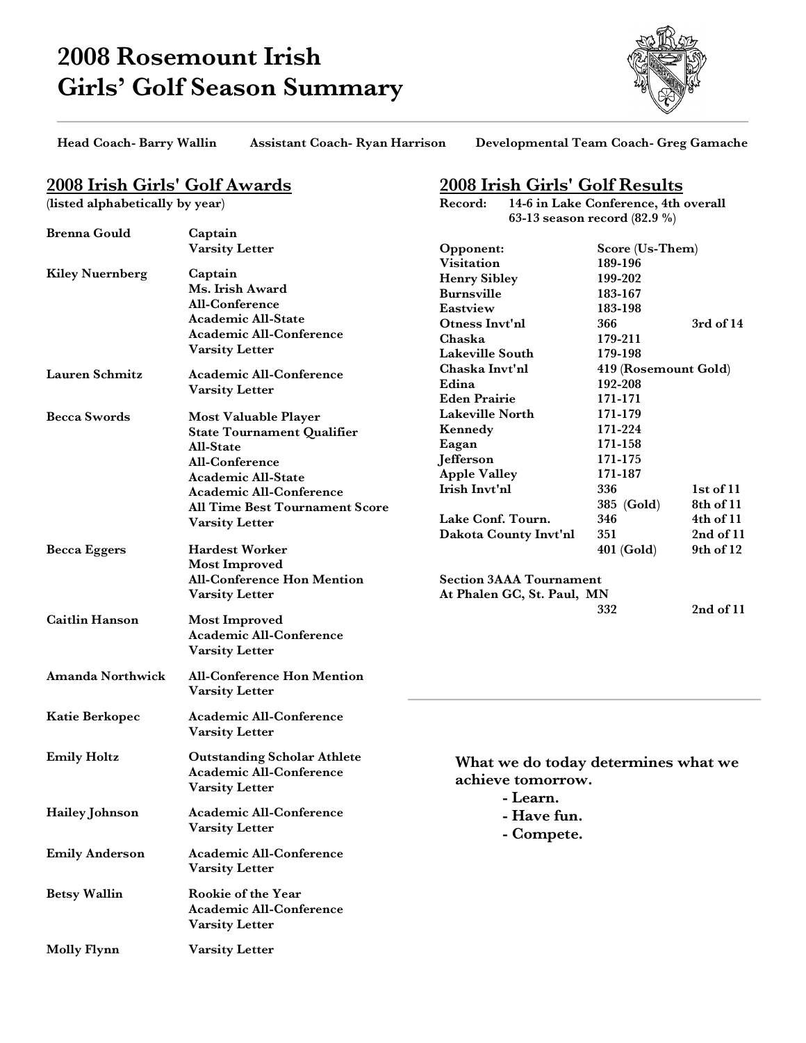# 2008 Rosemount Irish Girls' Golf Season Summary

**Head Coach- Barry Wallin** **Assistant Coach- Ryan Harrison** **Developmental Team Coach- Greg Gamache**

## 2008 Irish Girls' Golf Awards

(listed alphabetically by year)

| Name | Awards |
|---|---|
| **Brenna Gould** | **Captain**<br>**Varsity Letter** |
| **Kiley Nuernberg** | **Captain**<br>**Ms. Irish Award**<br>**All-Conference**<br>**Academic All-State**<br>**Academic All-Conference**<br>**Varsity Letter** |
| **Lauren Schmitz** | **Academic All-Conference**<br>**Varsity Letter** |
| **Becca Swords** | **Most Valuable Player**<br>**State Tournament Qualifier**<br>**All-State**<br>**All-Conference**<br>**Academic All-State**<br>**Academic All-Conference**<br>**All Time Best Tournament Score**<br>**Varsity Letter** |
| **Becca Eggers** | **Hardest Worker**<br>**Most Improved**<br>**All-Conference Hon Mention**<br>**Varsity Letter** |
| **Caitlin Hanson** | **Most Improved**<br>**Academic All-Conference**<br>**Varsity Letter** |
| **Amanda Northwick** | **All-Conference Hon Mention**<br>**Varsity Letter** |
| **Katie Berkopec** | **Academic All-Conference**<br>**Varsity Letter** |
| **Emily Holtz** | **Outstanding Scholar Athlete**<br>**Academic All-Conference**<br>**Varsity Letter** |
| **Hailey Johnson** | **Academic All-Conference**<br>**Varsity Letter** |
| **Emily Anderson** | **Academic All-Conference**<br>**Varsity Letter** |
| **Betsy Wallin** | **Rookie of the Year**<br>**Academic All-Conference**<br>**Varsity Letter** |
| **Molly Flynn** | **Varsity Letter** |

## 2008 Irish Girls' Golf Results

**Record:** **14-6 in Lake Conference, 4th overall**
**63-13 season record (82.9 %)**

| Opponent: | Score (Us-Them) | |
|---|---|---|
| Visitation | 189-196 | |
| Henry Sibley | 199-202 | |
| Burnsville | 183-167 | |
| Eastview | 183-198 | |
| Otness Invt'nl | 366 | 3rd of 14 |
| Chaska | 179-211 | |
| Lakeville South | 179-198 | |
| Chaska Invt'nl | 419 (Rosemount Gold) | |
| Edina | 192-208 | |
| Eden Prairie | 171-171 | |
| Lakeville North | 171-179 | |
| Kennedy | 171-224 | |
| Eagan | 171-158 | |
| Jefferson | 171-175 | |
| Apple Valley | 171-187 | |
| Irish Invt'nl | 336 | 1st of 11 |
| | 385 (Gold) | 8th of 11 |
| Lake Conf. Tourn. | 346 | 4th of 11 |
| Dakota County Invt'nl | 351 | 2nd of 11 |
| | 401 (Gold) | 9th of 12 |
| Section 3AAA Tournament At Phalen GC, St. Paul, MN | 332 | 2nd of 11 |

**What we do today determines what we achieve tomorrow.**

- **Learn.**
- **Have fun.**
- **Compete.**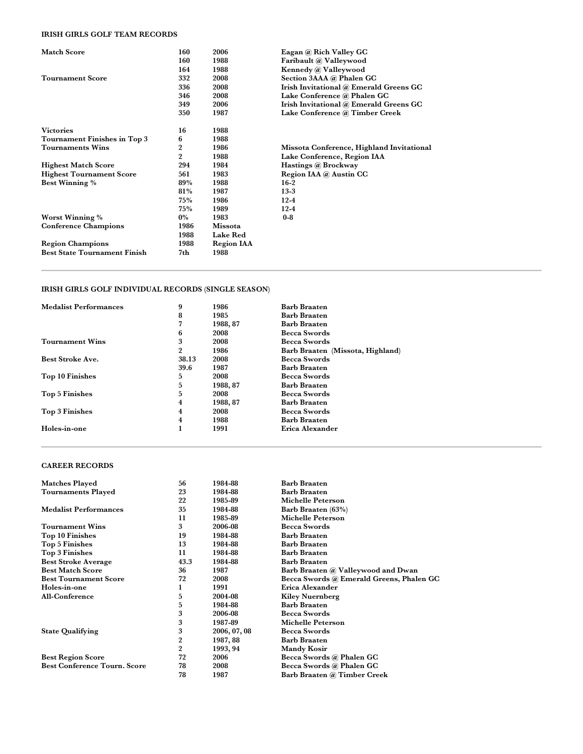**IRISH GIRLS GOLF TEAM RECORDS**

| | | | |
|---|---|---|---|
| **Match Score** | 160 | 2006 | Eagan @ Rich Valley GC |
| | 160 | 1988 | Faribault @ Valleywood |
| | 164 | 1988 | Kennedy @ Valleywood |
| **Tournament Score** | 332 | 2008 | Section 3AAA @ Phalen GC |
| | 336 | 2008 | Irish Invitational @ Emerald Greens GC |
| | 346 | 2008 | Lake Conference @ Phalen GC |
| | 349 | 2006 | Irish Invitational @ Emerald Greens GC |
| | 350 | 1987 | Lake Conference @ Timber Creek |
| **Victories** | 16 | 1988 | |
| **Tournament Finishes in Top 3** | 6 | 1988 | |
| **Tournaments Wins** | 2 | 1986 | Missota Conference, Highland Invitational |
| | 2 | 1988 | Lake Conference, Region IAA |
| **Highest Match Score** | 294 | 1984 | Hastings @ Brockway |
| **Highest Tournament Score** | 561 | 1983 | Region IAA @ Austin CC |
| **Best Winning %** | 89% | 1988 | 16-2 |
| | 81% | 1987 | 13-3 |
| | 75% | 1986 | 12-4 |
| | 75% | 1989 | 12-4 |
| **Worst Winning %** | 0% | 1983 | 0-8 |
| **Conference Champions** | 1986 | Missota | |
| | 1988 | Lake Red | |
| **Region Champions** | 1988 | Region IAA | |
| **Best State Tournament Finish** | 7th | 1988 | |

**IRISH GIRLS GOLF INDIVIDUAL RECORDS (SINGLE SEASON)**

| | | | |
|---|---|---|---|
| **Medalist Performances** | 9 | 1986 | Barb Braaten |
| | 8 | 1985 | Barb Braaten |
| | 7 | 1988, 87 | Barb Braaten |
| | 6 | 2008 | Becca Swords |
| **Tournament Wins** | 3 | 2008 | Becca Swords |
| | 2 | 1986 | Barb Braaten (Missota, Highland) |
| **Best Stroke Ave.** | 38.13 | 2008 | Becca Swords |
| | 39.6 | 1987 | Barb Braaten |
| **Top 10 Finishes** | 5 | 2008 | Becca Swords |
| | 5 | 1988, 87 | Barb Braaten |
| **Top 5 Finishes** | 5 | 2008 | Becca Swords |
| | 4 | 1988, 87 | Barb Braaten |
| **Top 3 Finishes** | 4 | 2008 | Becca Swords |
| | 4 | 1988 | Barb Braaten |
| **Holes-in-one** | 1 | 1991 | Erica Alexander |

**CAREER RECORDS**

| | | | |
|---|---|---|---|
| **Matches Played** | 56 | 1984-88 | Barb Braaten |
| **Tournaments Played** | 23 | 1984-88 | Barb Braaten |
| | 22 | 1985-89 | Michelle Peterson |
| **Medalist Performances** | 35 | 1984-88 | Barb Braaten (63%) |
| | 11 | 1985-89 | Michelle Peterson |
| **Tournament Wins** | 3 | 2006-08 | Becca Swords |
| **Top 10 Finishes** | 19 | 1984-88 | Barb Braaten |
| **Top 5 Finishes** | 13 | 1984-88 | Barb Braaten |
| **Top 3 Finishes** | 11 | 1984-88 | Barb Braaten |
| **Best Stroke Average** | 43.3 | 1984-88 | Barb Braaten |
| **Best Match Score** | 36 | 1987 | Barb Braaten @ Valleywood and Dwan |
| **Best Tournament Score** | 72 | 2008 | Becca Swords @ Emerald Greens, Phalen GC |
| **Holes-in-one** | 1 | 1991 | Erica Alexander |
| **All-Conference** | 5 | 2004-08 | Kiley Nuernberg |
| | 5 | 1984-88 | Barb Braaten |
| | 3 | 2006-08 | Becca Swords |
| | 3 | 1987-89 | Michelle Peterson |
| **State Qualifying** | 3 | 2006, 07, 08 | Becca Swords |
| | 2 | 1987, 88 | Barb Braaten |
| | 2 | 1993, 94 | Mandy Kosir |
| **Best Region Score** | 72 | 2006 | Becca Swords @ Phalen GC |
| **Best Conference Tourn. Score** | 78 | 2008 | Becca Swords @ Phalen GC |
| | 78 | 1987 | Barb Braaten @ Timber Creek |